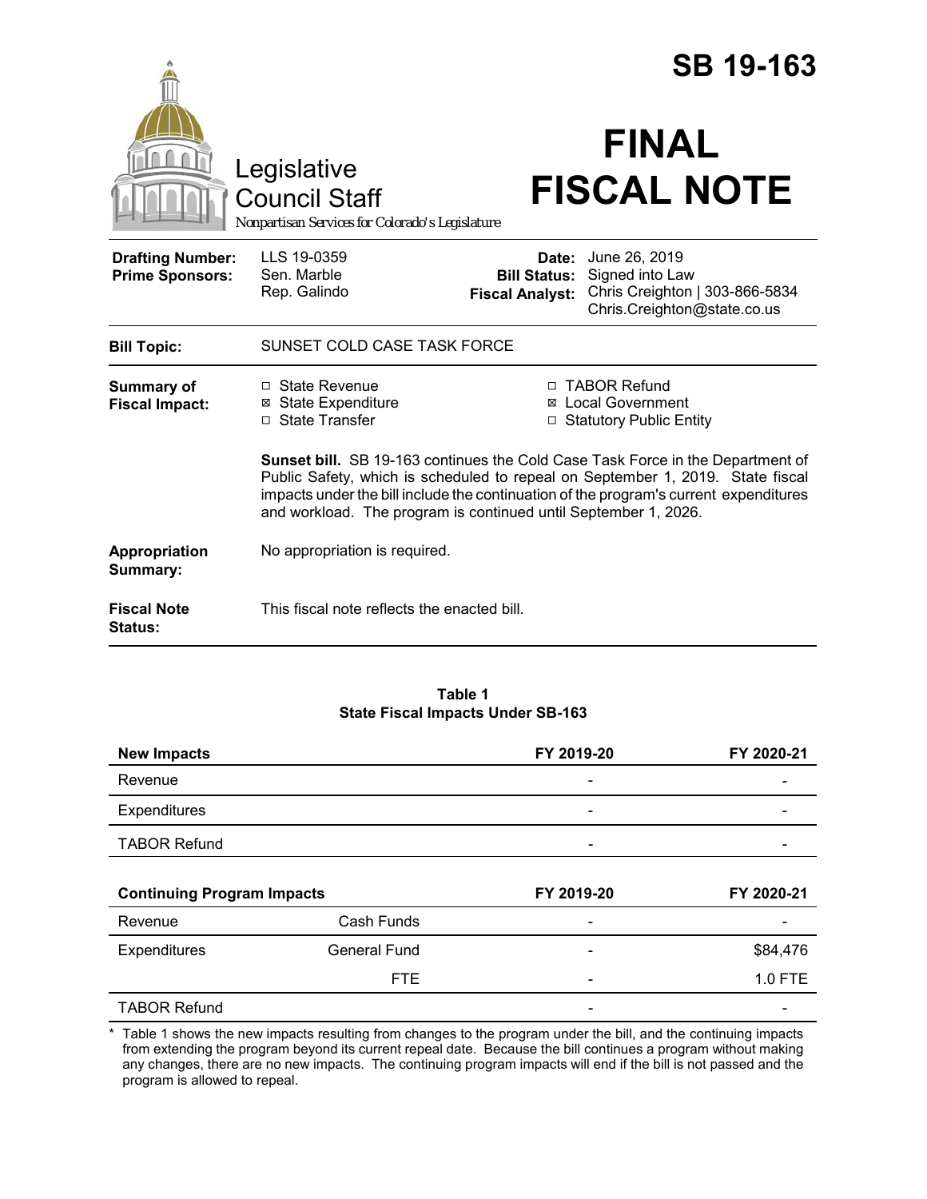# SB 19-163

Legislative Council Staff
*Nonpartisan Services for Colorado's Legislature*

# FINAL FISCAL NOTE

| | | | |
|---|---|---|---|
| **Drafting Number:** | LLS 19-0359 | **Date:** | June 26, 2019 |
| **Prime Sponsors:** | Sen. Marble<br>Rep. Galindo | **Bill Status:** | Signed into Law |
| | | **Fiscal Analyst:** | Chris Creighton \| 303-866-5834<br>Chris.Creighton@state.co.us |

**Bill Topic:** SUNSET COLD CASE TASK FORCE

**Summary of Fiscal Impact:**

- ☐ State Revenue
- ☒ State Expenditure
- ☐ State Transfer
- ☐ TABOR Refund
- ☒ Local Government
- ☐ Statutory Public Entity

**Sunset bill.** SB 19-163 continues the Cold Case Task Force in the Department of Public Safety, which is scheduled to repeal on September 1, 2019. State fiscal impacts under the bill include the continuation of the program's current expenditures and workload. The program is continued until September 1, 2026.

**Appropriation Summary:** No appropriation is required.

**Fiscal Note Status:** This fiscal note reflects the enacted bill.

**Table 1**
**State Fiscal Impacts Under SB-163**

| **New Impacts** | | **FY 2019-20** | **FY 2020-21** |
|---|---|---|---|
| Revenue | | - | - |
| Expenditures | | - | - |
| TABOR Refund | | - | - |
| **Continuing Program Impacts** | | **FY 2019-20** | **FY 2020-21** |
| Revenue | Cash Funds | - | - |
| Expenditures | General Fund | - | $84,476 |
| | FTE | - | 1.0 FTE |
| TABOR Refund | | - | - |

* Table 1 shows the new impacts resulting from changes to the program under the bill, and the continuing impacts from extending the program beyond its current repeal date. Because the bill continues a program without making any changes, there are no new impacts. The continuing program impacts will end if the bill is not passed and the program is allowed to repeal.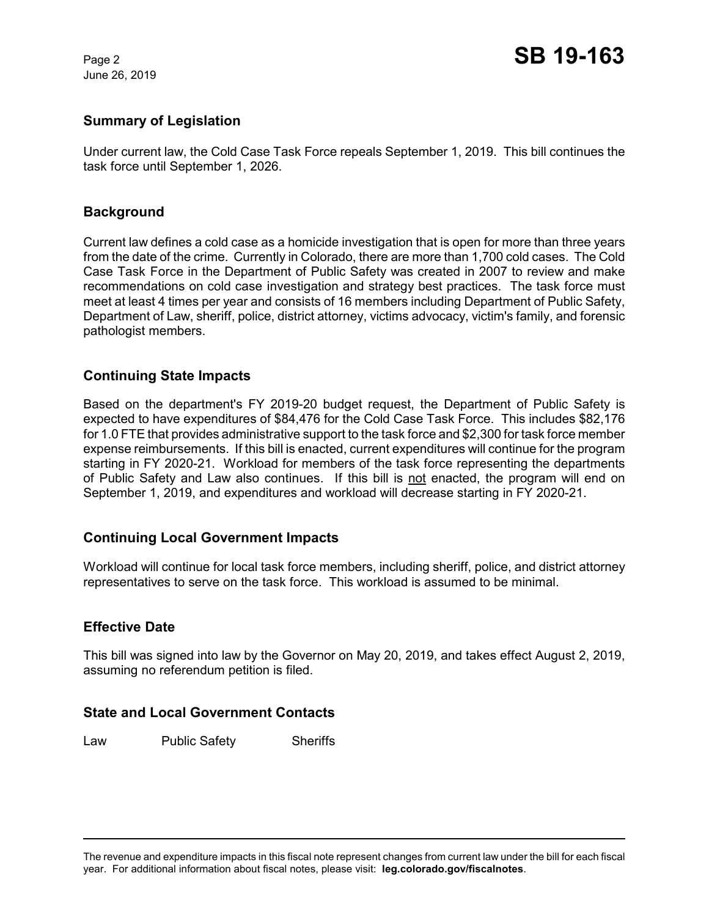## Summary of Legislation

Under current law, the Cold Case Task Force repeals September 1, 2019. This bill continues the task force until September 1, 2026.

## Background

Current law defines a cold case as a homicide investigation that is open for more than three years from the date of the crime. Currently in Colorado, there are more than 1,700 cold cases. The Cold Case Task Force in the Department of Public Safety was created in 2007 to review and make recommendations on cold case investigation and strategy best practices. The task force must meet at least 4 times per year and consists of 16 members including Department of Public Safety, Department of Law, sheriff, police, district attorney, victims advocacy, victim's family, and forensic pathologist members.

## Continuing State Impacts

Based on the department's FY 2019-20 budget request, the Department of Public Safety is expected to have expenditures of $84,476 for the Cold Case Task Force. This includes $82,176 for 1.0 FTE that provides administrative support to the task force and $2,300 for task force member expense reimbursements. If this bill is enacted, current expenditures will continue for the program starting in FY 2020-21. Workload for members of the task force representing the departments of Public Safety and Law also continues. If this bill is <u>not</u> enacted, the program will end on September 1, 2019, and expenditures and workload will decrease starting in FY 2020-21.

## Continuing Local Government Impacts

Workload will continue for local task force members, including sheriff, police, and district attorney representatives to serve on the task force. This workload is assumed to be minimal.

## Effective Date

This bill was signed into law by the Governor on May 20, 2019, and takes effect August 2, 2019, assuming no referendum petition is filed.

## State and Local Government Contacts

Law Public Safety Sheriffs

The revenue and expenditure impacts in this fiscal note represent changes from current law under the bill for each fiscal year. For additional information about fiscal notes, please visit: **leg.colorado.gov/fiscalnotes**.